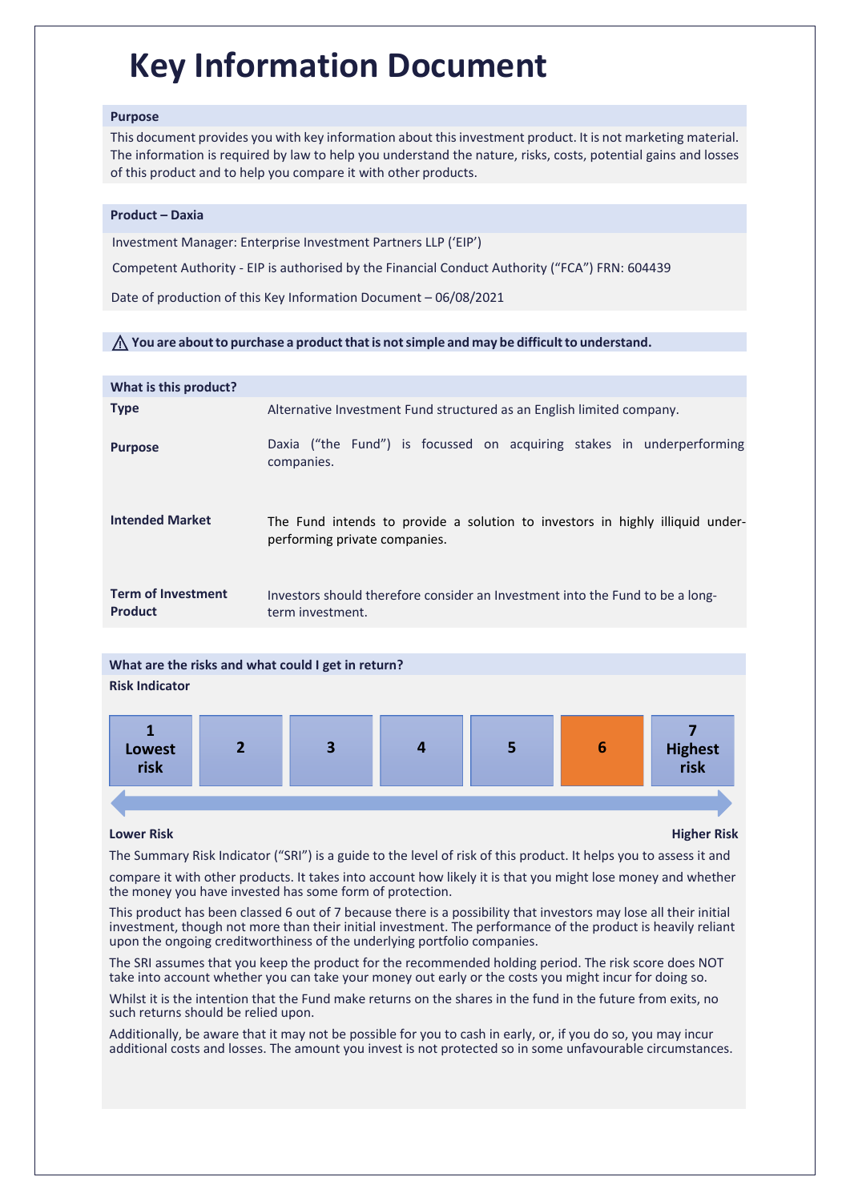# Key Information Document

## Purpose

This document provides you with key information about this investment product. It is not marketing material. The information is required by law to help you understand the nature, risks, costs, potential gains and losses of this product and to help you compare it with other products.

## Product – Daxia

Investment Manager: Enterprise Investment Partners LLP ('EIP')

Competent Authority - EIP is authorised by the Financial Conduct Authority ("FCA") FRN: 604439

Date of production of this Key Information Document – 06/08/2021

⚠ **You are about to purchase a product that is not simple and may be difficult to understand.**

## What is this product?

| | |
|---|---|
| **Type** | Alternative Investment Fund structured as an English limited company. |
| **Purpose** | Daxia ("the Fund") is focussed on acquiring stakes in underperforming companies. |
| **Intended Market** | The Fund intends to provide a solution to investors in highly illiquid under-performing private companies. |
| **Term of Investment Product** | Investors should therefore consider an Investment into the Fund to be a long-term investment. |

## What are the risks and what could I get in return?

**Risk Indicator**

| 1 Lowest risk | 2 | 3 | 4 | 5 | **6** | 7 Highest risk |
|---|---|---|---|---|---|---|

**Lower Risk** — **Higher Risk**

The Summary Risk Indicator ("SRI") is a guide to the level of risk of this product. It helps you to assess it and compare it with other products. It takes into account how likely it is that you might lose money and whether the money you have invested has some form of protection.

This product has been classed 6 out of 7 because there is a possibility that investors may lose all their initial investment, though not more than their initial investment. The performance of the product is heavily reliant upon the ongoing creditworthiness of the underlying portfolio companies.

The SRI assumes that you keep the product for the recommended holding period. The risk score does NOT take into account whether you can take your money out early or the costs you might incur for doing so.

Whilst it is the intention that the Fund make returns on the shares in the fund in the future from exits, no such returns should be relied upon.

Additionally, be aware that it may not be possible for you to cash in early, or, if you do so, you may incur additional costs and losses. The amount you invest is not protected so in some unfavourable circumstances.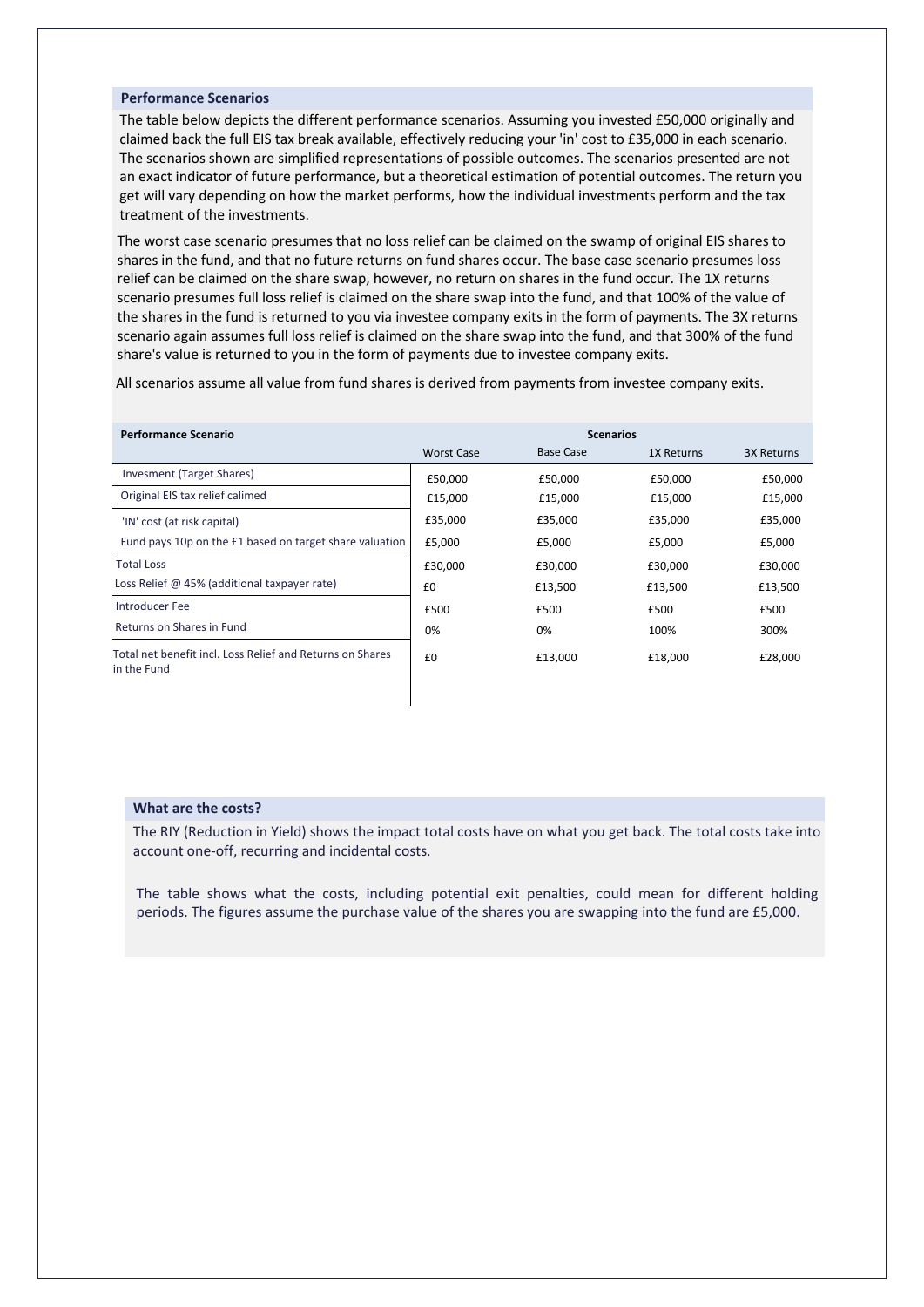## Performance Scenarios

The table below depicts the different performance scenarios. Assuming you invested £50,000 originally and claimed back the full EIS tax break available, effectively reducing your 'in' cost to £35,000 in each scenario. The scenarios shown are simplified representations of possible outcomes. The scenarios presented are not an exact indicator of future performance, but a theoretical estimation of potential outcomes. The return you get will vary depending on how the market performs, how the individual investments perform and the tax treatment of the investments.

The worst case scenario presumes that no loss relief can be claimed on the swamp of original EIS shares to shares in the fund, and that no future returns on fund shares occur. The base case scenario presumes loss relief can be claimed on the share swap, however, no return on shares in the fund occur. The 1X returns scenario presumes full loss relief is claimed on the share swap into the fund, and that 100% of the value of the shares in the fund is returned to you via investee company exits in the form of payments. The 3X returns scenario again assumes full loss relief is claimed on the share swap into the fund, and that 300% of the fund share's value is returned to you in the form of payments due to investee company exits.

All scenarios assume all value from fund shares is derived from payments from investee company exits.

| Performance Scenario | Scenarios | | | |
|---|---|---|---|---|
| | Worst Case | Base Case | 1X Returns | 3X Returns |
| Invesment (Target Shares) | £50,000 | £50,000 | £50,000 | £50,000 |
| Original EIS tax relief calimed | £15,000 | £15,000 | £15,000 | £15,000 |
| 'IN' cost (at risk capital) | £35,000 | £35,000 | £35,000 | £35,000 |
| Fund pays 10p on the £1 based on target share valuation | £5,000 | £5,000 | £5,000 | £5,000 |
| Total Loss | £30,000 | £30,000 | £30,000 | £30,000 |
| Loss Relief @ 45% (additional taxpayer rate) | £0 | £13,500 | £13,500 | £13,500 |
| Introducer Fee | £500 | £500 | £500 | £500 |
| Returns on Shares in Fund | 0% | 0% | 100% | 300% |
| Total net benefit incl. Loss Relief and Returns on Shares in the Fund | £0 | £13,000 | £18,000 | £28,000 |

## What are the costs?

The RIY (Reduction in Yield) shows the impact total costs have on what you get back. The total costs take into account one-off, recurring and incidental costs.

The table shows what the costs, including potential exit penalties, could mean for different holding periods. The figures assume the purchase value of the shares you are swapping into the fund are £5,000.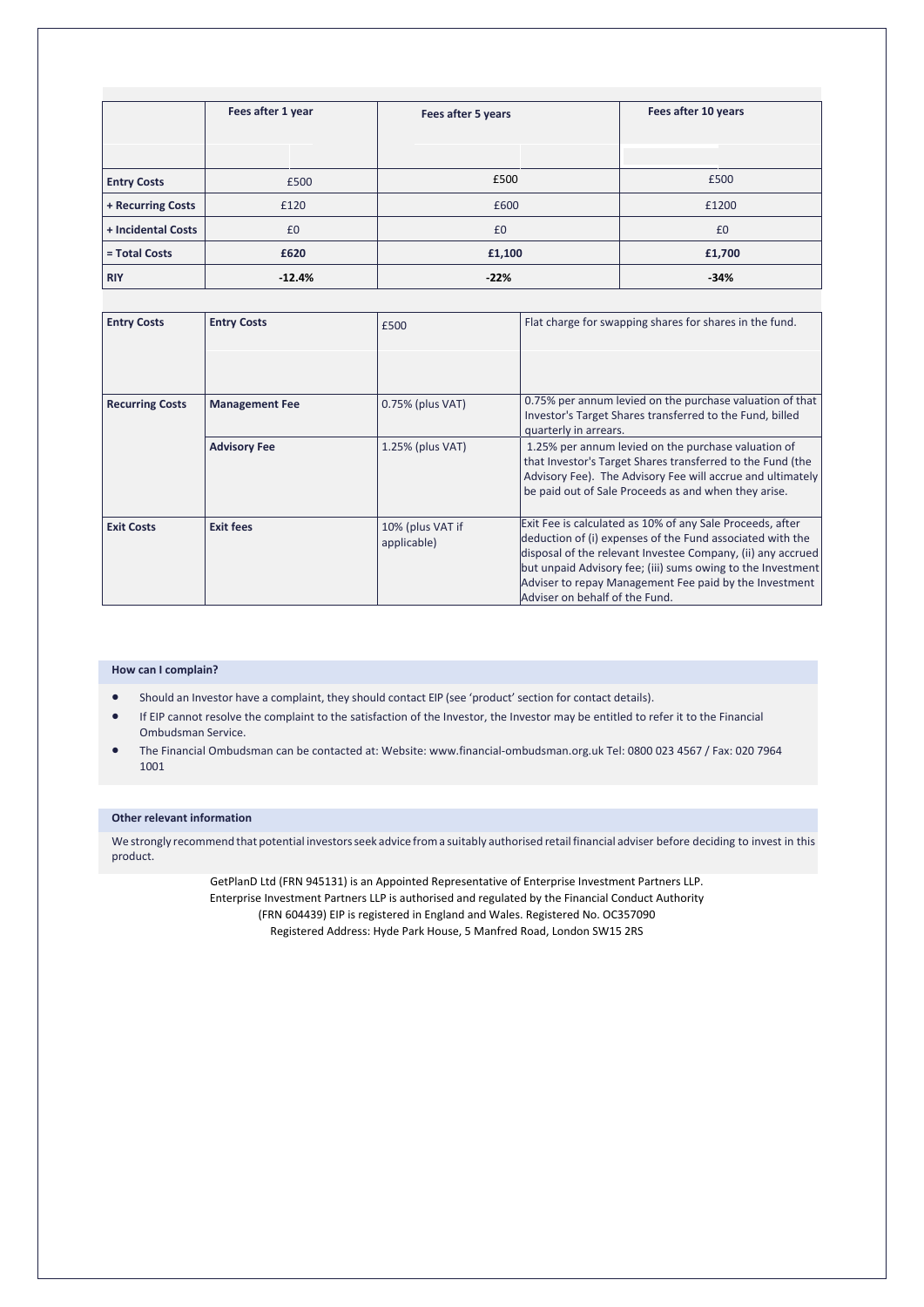| | Fees after 1 year | Fees after 5 years | Fees after 10 years |
|---|---|---|---|
| **Entry Costs** | £500 | £500 | £500 |
| **+ Recurring Costs** | £120 | £600 | £1200 |
| **+ Incidental Costs** | £0 | £0 | £0 |
| **= Total Costs** | **£620** | **£1,100** | **£1,700** |
| **RIY** | **-12.4%** | **-22%** | **-34%** |

| | | | |
|---|---|---|---|
| **Entry Costs** | **Entry Costs** | £500 | Flat charge for swapping shares for shares in the fund. |
| **Recurring Costs** | **Management Fee** | 0.75% (plus VAT) | 0.75% per annum levied on the purchase valuation of that Investor's Target Shares transferred to the Fund, billed quarterly in arrears. |
| | **Advisory Fee** | 1.25% (plus VAT) | 1.25% per annum levied on the purchase valuation of that Investor's Target Shares transferred to the Fund (the Advisory Fee). The Advisory Fee will accrue and ultimately be paid out of Sale Proceeds as and when they arise. |
| **Exit Costs** | **Exit fees** | 10% (plus VAT if applicable) | Exit Fee is calculated as 10% of any Sale Proceeds, after deduction of (i) expenses of the Fund associated with the disposal of the relevant Investee Company, (ii) any accrued but unpaid Advisory fee; (iii) sums owing to the Investment Adviser to repay Management Fee paid by the Investment Adviser on behalf of the Fund. |

### How can I complain?

- Should an Investor have a complaint, they should contact EIP (see 'product' section for contact details).
- If EIP cannot resolve the complaint to the satisfaction of the Investor, the Investor may be entitled to refer it to the Financial Ombudsman Service.
- The Financial Ombudsman can be contacted at: Website: www.financial-ombudsman.org.uk Tel: 0800 023 4567 / Fax: 020 7964 1001

### Other relevant information

We strongly recommend that potential investors seek advice from a suitably authorised retail financial adviser before deciding to invest in this product.

GetPlanD Ltd (FRN 945131) is an Appointed Representative of Enterprise Investment Partners LLP.
Enterprise Investment Partners LLP is authorised and regulated by the Financial Conduct Authority
(FRN 604439) EIP is registered in England and Wales. Registered No. OC357090
Registered Address: Hyde Park House, 5 Manfred Road, London SW15 2RS